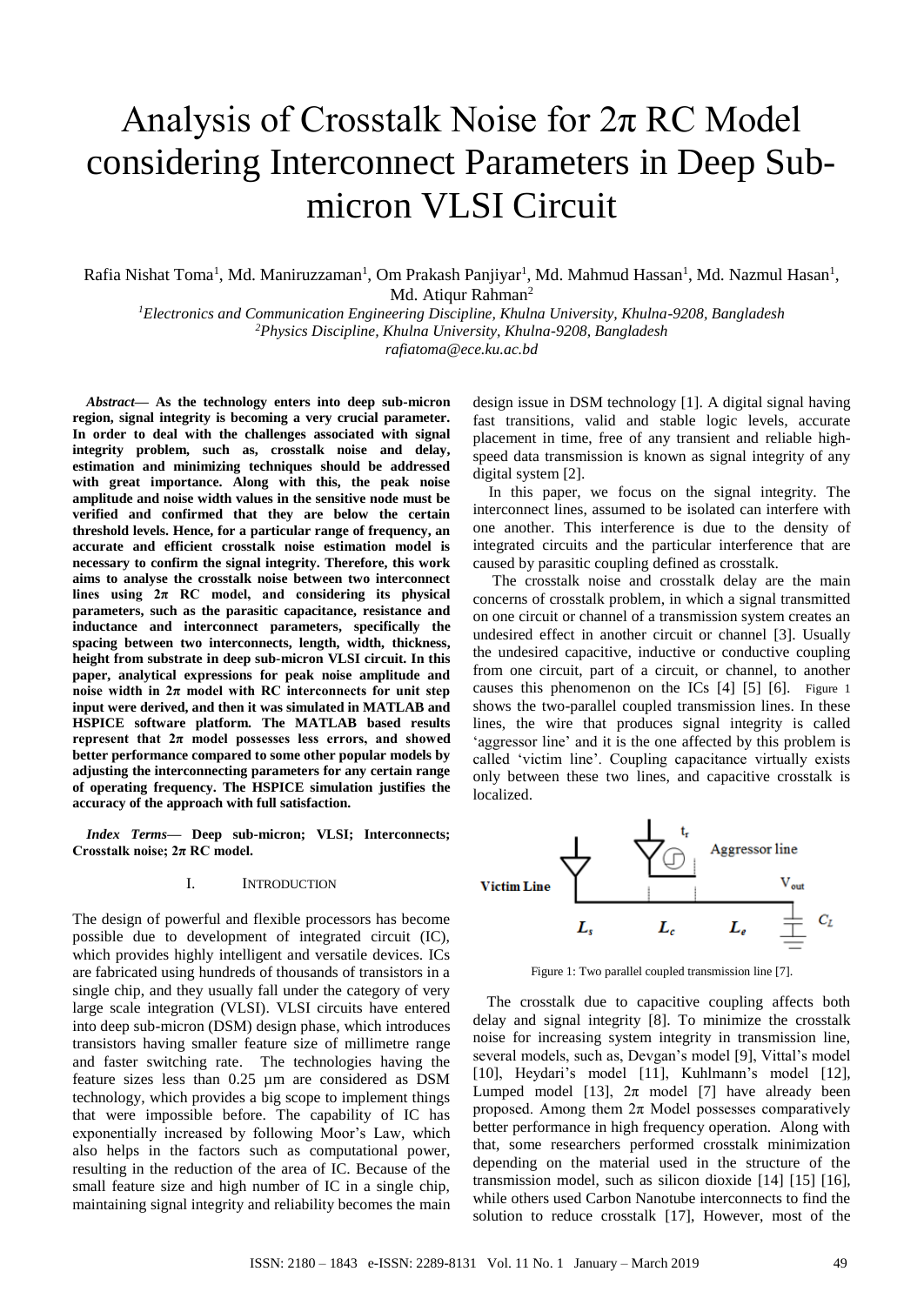# Analysis of Crosstalk Noise for 2π RC Model considering Interconnect Parameters in Deep Sub-micron VLSI Circuit

Rafia Nishat Toma[1], Md. Maniruzzaman[1], Om Prakash Panjiyar[1], Md. Mahmud Hassan[1], Md. Nazmul Hasan[1], Md. Atiqur Rahman[2]

[1]*Electronics and Communication Engineering Discipline, Khulna University, Khulna-9208, Bangladesh*
[2]*Physics Discipline, Khulna University, Khulna-9208, Bangladesh*
*rafiatoma@ece.ku.ac.bd*

***Abstract*— As the technology enters into deep sub-micron region, signal integrity is becoming a very crucial parameter. In order to deal with the challenges associated with signal integrity problem, such as, crosstalk noise and delay, estimation and minimizing techniques should be addressed with great importance. Along with this, the peak noise amplitude and noise width values in the sensitive node must be verified and confirmed that they are below the certain threshold levels. Hence, for a particular range of frequency, an accurate and efficient crosstalk noise estimation model is necessary to confirm the signal integrity. Therefore, this work aims to analyse the crosstalk noise between two interconnect lines using 2*π* RC model, and considering its physical parameters, such as the parasitic capacitance, resistance and inductance and interconnect parameters, specifically the spacing between two interconnects, length, width, thickness, height from substrate in deep sub-micron VLSI circuit. In this paper, analytical expressions for peak noise amplitude and noise width in 2*π* model with RC interconnects for unit step input were derived, and then it was simulated in MATLAB and HSPICE software platform. The MATLAB based results represent that 2*π* model possesses less errors, and showed better performance compared to some other popular models by adjusting the interconnecting parameters for any certain range of operating frequency. The HSPICE simulation justifies the accuracy of the approach with full satisfaction.**

***Index Terms*— Deep sub-micron; VLSI; Interconnects; Crosstalk noise; 2*π* RC model.**

## I. INTRODUCTION

The design of powerful and flexible processors has become possible due to development of integrated circuit (IC), which provides highly intelligent and versatile devices. ICs are fabricated using hundreds of thousands of transistors in a single chip, and they usually fall under the category of very large scale integration (VLSI). VLSI circuits have entered into deep sub-micron (DSM) design phase, which introduces transistors having smaller feature size of millimetre range and faster switching rate. The technologies having the feature sizes less than 0.25 µm are considered as DSM technology, which provides a big scope to implement things that were impossible before. The capability of IC has exponentially increased by following Moor's Law, which also helps in the factors such as computational power, resulting in the reduction of the area of IC. Because of the small feature size and high number of IC in a single chip, maintaining signal integrity and reliability becomes the main design issue in DSM technology [1]. A digital signal having fast transitions, valid and stable logic levels, accurate placement in time, free of any transient and reliable high-speed data transmission is known as signal integrity of any digital system [2].

In this paper, we focus on the signal integrity. The interconnect lines, assumed to be isolated can interfere with one another. This interference is due to the density of integrated circuits and the particular interference that are caused by parasitic coupling defined as crosstalk.

The crosstalk noise and crosstalk delay are the main concerns of crosstalk problem, in which a signal transmitted on one circuit or channel of a transmission system creates an undesired effect in another circuit or channel [3]. Usually the undesired capacitive, inductive or conductive coupling from one circuit, part of a circuit, or channel, to another causes this phenomenon on the ICs [4] [5] [6]. Figure 1 shows the two-parallel coupled transmission lines. In these lines, the wire that produces signal integrity is called 'aggressor line' and it is the one affected by this problem is called 'victim line'. Coupling capacitance virtually exists only between these two lines, and capacitive crosstalk is localized.

Figure 1: Two parallel coupled transmission line [7].

The crosstalk due to capacitive coupling affects both delay and signal integrity [8]. To minimize the crosstalk noise for increasing system integrity in transmission line, several models, such as, Devgan's model [9], Vittal's model [10], Heydari's model [11], Kuhlmann's model [12], Lumped model [13], 2π model [7] have already been proposed. Among them 2π Model possesses comparatively better performance in high frequency operation. Along with that, some researchers performed crosstalk minimization depending on the material used in the structure of the transmission model, such as silicon dioxide [14] [15] [16], while others used Carbon Nanotube interconnects to find the solution to reduce crosstalk [17], However, most of the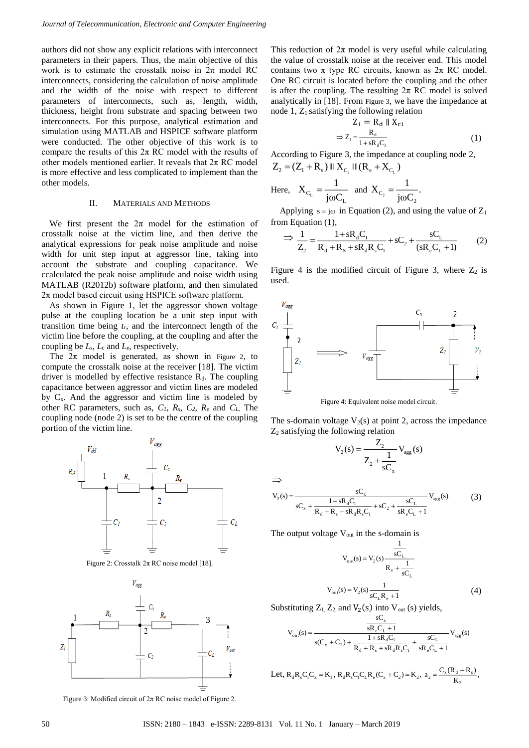authors did not show any explicit relations with interconnect parameters in their papers. Thus, the main objective of this work is to estimate the crosstalk noise in 2π model RC interconnects, considering the calculation of noise amplitude and the width of the noise with respect to different parameters of interconnects, such as, length, width, thickness, height from substrate and spacing between two interconnects. For this purpose, analytical estimation and simulation using MATLAB and HSPICE software platform were conducted. The other objective of this work is to compare the results of this 2π RC model with the results of other models mentioned earlier. It reveals that 2π RC model is more effective and less complicated to implement than the other models.

## II. Materials and Methods

We first present the 2π model for the estimation of crosstalk noise at the victim line, and then derive the analytical expressions for peak noise amplitude and noise width for unit step input at aggressor line, taking into account the substrate and coupling capacitance. We ccalculated the peak noise amplitude and noise width using MATLAB (R2012b) software platform, and then simulated 2π model based circuit using HSPICE software platform.

As shown in Figure 1, let the aggressor shown voltage pulse at the coupling location be a unit step input with transition time being $t_r$, and the interconnect length of the victim line before the coupling, at the coupling and after the coupling be $L_s$, $L_c$ and $L_e$, respectively.

The 2π model is generated, as shown in Figure 2, to compute the crosstalk noise at the receiver [18]. The victim driver is modelled by effective resistance $R_d$. The coupling capacitance between aggressor and victim lines are modeled by $C_x$. And the aggressor and victim line is modeled by other RC parameters, such as, $C_1$, $R_s$, $C_2$, $R_e$ and $C_L$. The coupling node (node 2) is set to be the centre of the coupling portion of the victim line.

Figure 2: Crosstalk 2π RC noise model [18].

Figure 3: Modified circuit of 2π RC noise model of Figure 2.

This reduction of 2π model is very useful while calculating the value of crosstalk noise at the receiver end. This model contains two π type RC circuits, known as 2π RC model. One RC circuit is located before the coupling and the other is after the coupling. The resulting 2π RC model is solved analytically in [18]. From Figure 3, we have the impedance at node 1, $Z_1$ satisfying the following relation

$$Z_1 = R_d \parallel X_{c1}$$

$$\Rightarrow Z_1 = \frac{R_d}{1 + sR_dC_1} \tag{1}$$

According to Figure 3, the impedance at coupling node 2,

$$Z_2 = (Z_1 + R_s) \parallel X_{C_2} \parallel (R_e + X_{C_L})$$

Here, $X_{C_L} = \dfrac{1}{j\omega C_L}$ and $X_{C_2} = \dfrac{1}{j\omega C_2}$.

Applying $s = j\omega$ in Equation (2), and using the value of $Z_1$ from Equation (1),

$$\Rightarrow \frac{1}{Z_2} = \frac{1 + sR_dC_1}{R_d + R_s + sR_dR_sC_1} + sC_2 + \frac{sC_L}{(sR_eC_L + 1)} \tag{2}$$

Figure 4 is the modified circuit of Figure 3, where $Z_2$ is used.

Figure 4: Equivalent noise model circuit.

The s-domain voltage $V_2(s)$ at point 2, across the impedance $Z_2$ satisfying the following relation

$$V_2(s) = \frac{Z_2}{Z_2 + \dfrac{1}{sC_x}} V_{agg}(s)$$

$$\Rightarrow$$

$$V_2(s) = \frac{sC_x}{sC_x + \dfrac{1 + sR_dC_1}{R_d + R_s + sR_dR_sC_1} + sC_2 + \dfrac{sC_L}{sR_eC_L + 1}} V_{agg}(s) \tag{3}$$

The output voltage $V_{out}$ in the s-domain is

$$V_{out}(s) = V_2(s)\frac{\dfrac{1}{sC_L}}{R_e + \dfrac{1}{sC_L}}$$

$$V_{out}(s) = V_2(s)\frac{1}{sC_LR_e + 1} \tag{4}$$

Substituting $Z_1$, $Z_2$ and $V_2(s)$ into $V_{out}(s)$ yields,

$$V_{out}(s) = \frac{\dfrac{sC_x}{sR_eC_L + 1}}{s(C_x + C_2) + \dfrac{1 + sR_dC_1}{R_d + R_s + sR_dR_sC_1} + \dfrac{sC_L}{sR_eC_L + 1}} V_{agg}(s)$$

Let, $R_dR_sC_1C_x = K_1$, $R_dR_sC_1C_LR_e(C_x + C_2) = K_2$, $a_2 = \dfrac{C_x(R_d + R_s)}{K_2}$,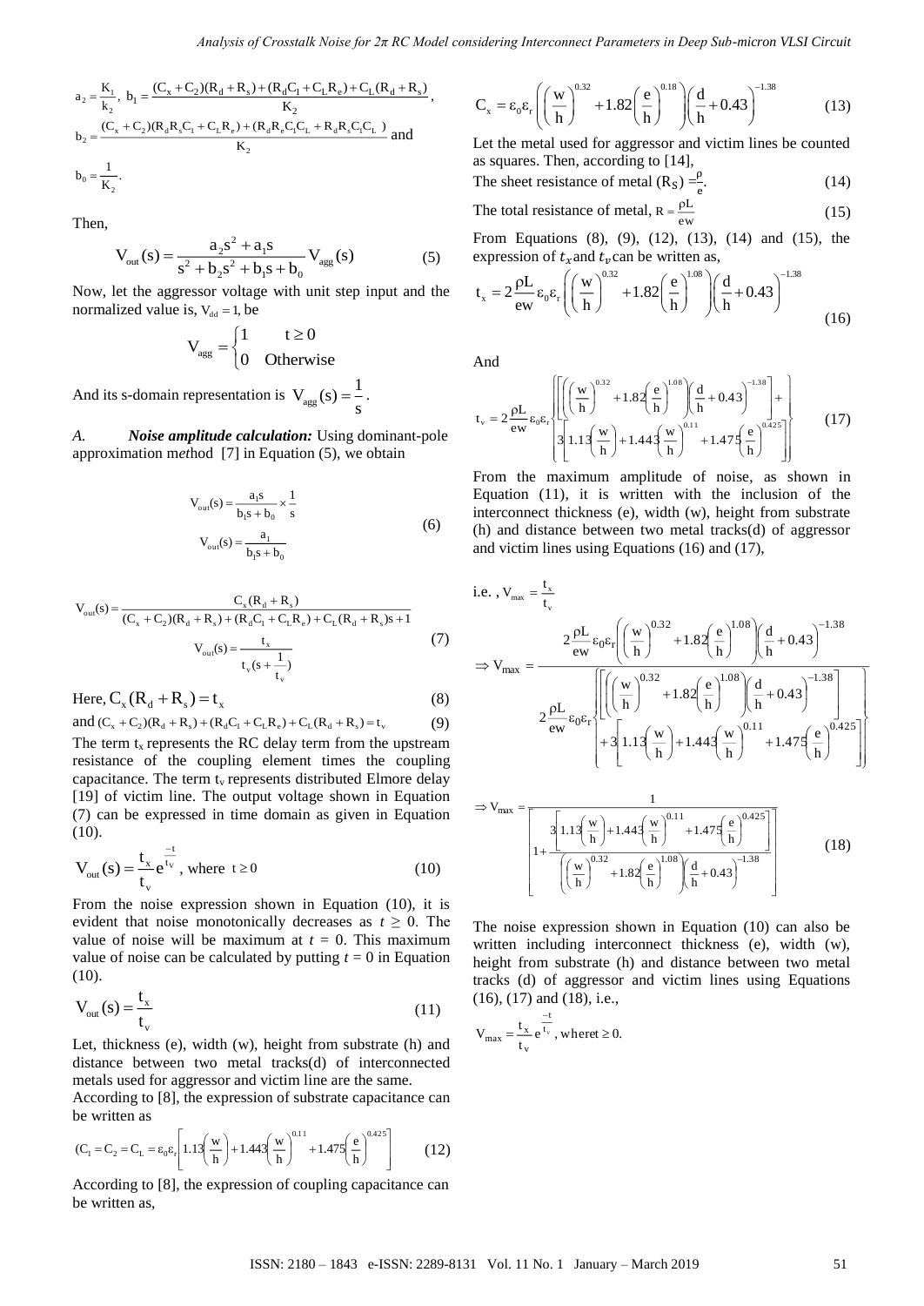$a_2 = \frac{K_1}{k_2}$, $b_1 = \frac{(C_x + C_2)(R_d + R_s) + (R_d C_1 + C_L R_e) + C_L(R_d + R_s)}{K_2}$,

$b_2 = \frac{(C_x + C_2)(R_d R_s C_1 + C_L R_e) + (R_d R_e C_1 C_L + R_d R_s C_1 C_L)}{K_2}$ and

$b_0 = \frac{1}{K_2}$.

Then,

$$V_{out}(s) = \frac{a_2 s^2 + a_1 s}{s^2 + b_2 s^2 + b_1 s + b_0} V_{agg}(s) \tag{5}$$

Now, let the aggressor voltage with unit step input and the normalized value is, $V_{dd} = 1$, be

$$V_{agg} = \begin{cases} 1 & t \geq 0 \\ 0 & \text{Otherwise} \end{cases}$$

And its s-domain representation is $V_{agg}(s) = \frac{1}{s}$.

*A. **Noise amplitude calculation:*** Using dominant-pole approximation method [7] in Equation (5), we obtain

$$V_{out}(s) = \frac{a_1 s}{b_1 s + b_0} \times \frac{1}{s}$$

$$V_{out}(s) = \frac{a_1}{b_1 s + b_0} \tag{6}$$

$$V_{out}(s) = \frac{C_x(R_d + R_s)}{(C_x + C_2)(R_d + R_s) + (R_d C_1 + C_L R_e) + C_L(R_d + R_s)s + 1}$$

$$V_{out}(s) = \frac{t_x}{t_v(s + \frac{1}{t_v})} \tag{7}$$

Here, $C_x(R_d + R_s) = t_x$ (8)

and $(C_x + C_2)(R_d + R_s) + (R_d C_1 + C_L R_e) + C_L(R_d + R_s) = t_v$ (9)

The term $t_x$ represents the RC delay term from the upstream resistance of the coupling element times the coupling capacitance. The term $t_v$ represents distributed Elmore delay [19] of victim line. The output voltage shown in Equation (7) can be expressed in time domain as given in Equation (10).

$$V_{out}(s) = \frac{t_x}{t_v} e^{\frac{-t}{t_V}}, \text{ where } t \geq 0 \tag{10}$$

From the noise expression shown in Equation (10), it is evident that noise monotonically decreases as $t \geq 0$. The value of noise will be maximum at $t = 0$. This maximum value of noise can be calculated by putting $t = 0$ in Equation (10).

$$V_{out}(s) = \frac{t_x}{t_v} \tag{11}$$

Let, thickness (e), width (w), height from substrate (h) and distance between two metal tracks(d) of interconnected metals used for aggressor and victim line are the same.

According to [8], the expression of substrate capacitance can be written as

$$(C_1 = C_2 = C_L = \varepsilon_0 \varepsilon_r \left[1.13\left(\frac{w}{h}\right) + 1.443\left(\frac{w}{h}\right)^{0.11} + 1.475\left(\frac{e}{h}\right)^{0.425}\right] \tag{12}$$

According to [8], the expression of coupling capacitance can be written as,

$$C_x = \varepsilon_0 \varepsilon_r \left(\left(\frac{w}{h}\right)^{0.32} + 1.82\left(\frac{e}{h}\right)^{0.18}\right)\left(\frac{d}{h} + 0.43\right)^{-1.38} \tag{13}$$

Let the metal used for aggressor and victim lines be counted as squares. Then, according to [14],

The sheet resistance of metal $(R_S) = \frac{\rho}{e}$. (14)

The total resistance of metal, $R = \frac{\rho L}{ew}$ (15)

From Equations (8), (9), (12), (13), (14) and (15), the expression of $t_x$ and $t_v$ can be written as,

$$t_x = 2\frac{\rho L}{ew}\varepsilon_0 \varepsilon_r \left(\left(\frac{w}{h}\right)^{0.32} + 1.82\left(\frac{e}{h}\right)^{1.08}\right)\left(\frac{d}{h} + 0.43\right)^{-1.38} \tag{16}$$

And

$$t_v = 2\frac{\rho L}{ew}\varepsilon_0 \varepsilon_r \left\{ \left[\left(\left(\frac{w}{h}\right)^{0.32} + 1.82\left(\frac{e}{h}\right)^{1.08}\right)\left(\frac{d}{h} + 0.43\right)^{-1.38}\right] + 3\left[1.13\left(\frac{w}{h}\right) + 1.443\left(\frac{w}{h}\right)^{0.11} + 1.475\left(\frac{e}{h}\right)^{0.425}\right] \right\} \tag{17}$$

From the maximum amplitude of noise, as shown in Equation (11), it is written with the inclusion of the interconnect thickness (e), width (w), height from substrate (h) and distance between two metal tracks(d) of aggressor and victim lines using Equations (16) and (17),

i.e., $V_{max} = \frac{t_x}{t_v}$

$$\Rightarrow V_{max} = \frac{2\frac{\rho L}{ew}\varepsilon_0 \varepsilon_r \left(\left(\frac{w}{h}\right)^{0.32} + 1.82\left(\frac{e}{h}\right)^{1.08}\right)\left(\frac{d}{h} + 0.43\right)^{-1.38}}{2\frac{\rho L}{ew}\varepsilon_0 \varepsilon_r \left\{ \left[\left(\left(\frac{w}{h}\right)^{0.32} + 1.82\left(\frac{e}{h}\right)^{1.08}\right)\left(\frac{d}{h} + 0.43\right)^{-1.38}\right] + 3\left[1.13\left(\frac{w}{h}\right) + 1.443\left(\frac{w}{h}\right)^{0.11} + 1.475\left(\frac{e}{h}\right)^{0.425}\right] \right\}}$$

$$\Rightarrow V_{max} = \frac{1}{\left[1 + \frac{3\left[1.13\left(\frac{w}{h}\right) + 1.443\left(\frac{w}{h}\right)^{0.11} + 1.475\left(\frac{e}{h}\right)^{0.425}\right]}{\left(\left(\frac{w}{h}\right)^{0.32} + 1.82\left(\frac{e}{h}\right)^{1.08}\right)\left(\frac{d}{h} + 0.43\right)^{-1.38}}\right]} \tag{18}$$

The noise expression shown in Equation (10) can also be written including interconnect thickness (e), width (w), height from substrate (h) and distance between two metal tracks (d) of aggressor and victim lines using Equations (16), (17) and (18), i.e.,

$$V_{max} = \frac{t_x}{t_v} e^{\frac{-t}{t_v}}, \text{ where } t \geq 0.$$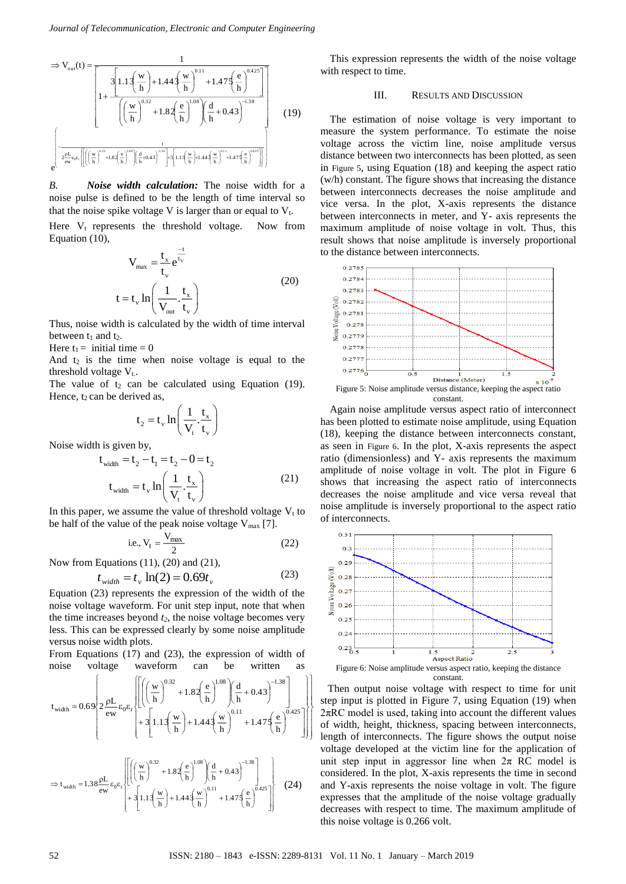$$\Rightarrow V_{out}(t) = \frac{1}{\left[1+\frac{3\left[1.13\left(\frac{w}{h}\right)+1.443\left(\frac{w}{h}\right)^{0.11}+1.475\left(\frac{e}{h}\right)^{0.425}\right]}{\left(\left(\frac{w}{h}\right)^{0.32}+1.82\left(\frac{e}{h}\right)^{1.08}\right)\left(\frac{d}{h}+0.43\right)^{-1.38}}\right]} e^{\left\{-\frac{t}{2\frac{\rho L}{ew}\varepsilon_0\varepsilon_r\left\{\left[\left(\left(\frac{w}{h}\right)^{0.32}+1.82\left(\frac{e}{h}\right)^{1.08}\right)\left(\frac{d}{h}+0.43\right)^{-1.38}\right]+3\left[1.13\left(\frac{w}{h}\right)+1.443\left(\frac{w}{h}\right)^{0.11}+1.475\left(\frac{e}{h}\right)^{0.425}\right]\right\}}\right\}} \tag{19}$$

*B.* ***Noise width calculation:*** The noise width for a noise pulse is defined to be the length of time interval so that the noise spike voltage V is larger than or equal to $V_t$.

Here $V_t$ represents the threshold voltage. Now from Equation (10),

$$V_{max} = \frac{t_x}{t_v} e^{\frac{-t}{t_v}}$$
$$t = t_v \ln\left(\frac{1}{V_{out}} \cdot \frac{t_x}{t_v}\right) \tag{20}$$

Thus, noise width is calculated by the width of time interval between $t_1$ and $t_2$.

Here $t_1$ = initial time = 0

And $t_2$ is the time when noise voltage is equal to the threshold voltage $V_t$.

The value of $t_2$ can be calculated using Equation (19). Hence, $t_2$ can be derived as,

$$t_2 = t_v \ln\left(\frac{1}{V_t} \cdot \frac{t_x}{t_v}\right)$$

Noise width is given by,

$$t_{width} = t_2 - t_1 = t_2 - 0 = t_2$$
$$t_{width} = t_v \ln\left(\frac{1}{V_t} \cdot \frac{t_x}{t_v}\right) \tag{21}$$

In this paper, we assume the value of threshold voltage $V_t$ to be half of the value of the peak noise voltage $V_{max}$ [7].

$$\text{i.e., } V_t = \frac{V_{max}}{2} \tag{22}$$

Now from Equations (11), (20) and (21),

$$t_{width} = t_v \ln(2) = 0.69 t_v \tag{23}$$

Equation (23) represents the expression of the width of the noise voltage waveform. For unit step input, note that when the time increases beyond $t_2$, the noise voltage becomes very less. This can be expressed clearly by some noise amplitude versus noise width plots.

From Equations (17) and (23), the expression of width of noise voltage waveform can be written as

$$t_{width} = 0.69\left\{2\frac{\rho L}{ew}\varepsilon_0\varepsilon_r\left\{\begin{array}{l}\left[\left(\left(\frac{w}{h}\right)^{0.32}+1.82\left(\frac{e}{h}\right)^{1.08}\right)\left(\frac{d}{h}+0.43\right)^{-1.38}\right]\\+3\left[1.13\left(\frac{w}{h}\right)+1.443\left(\frac{w}{h}\right)^{0.11}+1.475\left(\frac{e}{h}\right)^{0.425}\right]\end{array}\right\}\right\}$$

$$\Rightarrow t_{width} = 1.38\frac{\rho L}{ew}\varepsilon_0\varepsilon_r\left\{\begin{array}{l}\left[\left(\left(\frac{w}{h}\right)^{0.32}+1.82\left(\frac{e}{h}\right)^{1.08}\right)\left(\frac{d}{h}+0.43\right)^{-1.38}\right]\\+3\left[1.13\left(\frac{w}{h}\right)+1.443\left(\frac{w}{h}\right)^{0.11}+1.475\left(\frac{e}{h}\right)^{0.425}\right]\end{array}\right\} \tag{24}$$

This expression represents the width of the noise voltage with respect to time.

## III. Results and Discussion

The estimation of noise voltage is very important to measure the system performance. To estimate the noise voltage across the victim line, noise amplitude versus distance between two interconnects has been plotted, as seen in Figure 5, using Equation (18) and keeping the aspect ratio (w/h) constant. The figure shows that increasing the distance between interconnects decreases the noise amplitude and vice versa. In the plot, X-axis represents the distance between interconnects in meter, and Y- axis represents the maximum amplitude of noise voltage in volt. Thus, this result shows that noise amplitude is inversely proportional to the distance between interconnects.

Figure 5: Noise amplitude versus distance, keeping the aspect ratio constant.

Again noise amplitude versus aspect ratio of interconnect has been plotted to estimate noise amplitude, using Equation (18), keeping the distance between interconnects constant, as seen in Figure 6. In the plot, X-axis represents the aspect ratio (dimensionless) and Y- axis represents the maximum amplitude of noise voltage in volt. The plot in Figure 6 shows that increasing the aspect ratio of interconnects decreases the noise amplitude and vice versa reveal that noise amplitude is inversely proportional to the aspect ratio of interconnects.

Figure 6: Noise amplitude versus aspect ratio, keeping the distance constant.

Then output noise voltage with respect to time for unit step input is plotted in Figure 7, using Equation (19) when 2πRC model is used, taking into account the different values of width, height, thickness, spacing between interconnects, length of interconnects. The figure shows the output noise voltage developed at the victim line for the application of unit step input in aggressor line when 2π RC model is considered. In the plot, X-axis represents the time in second and Y-axis represents the noise voltage in volt. The figure expresses that the amplitude of the noise voltage gradually decreases with respect to time. The maximum amplitude of this noise voltage is 0.266 volt.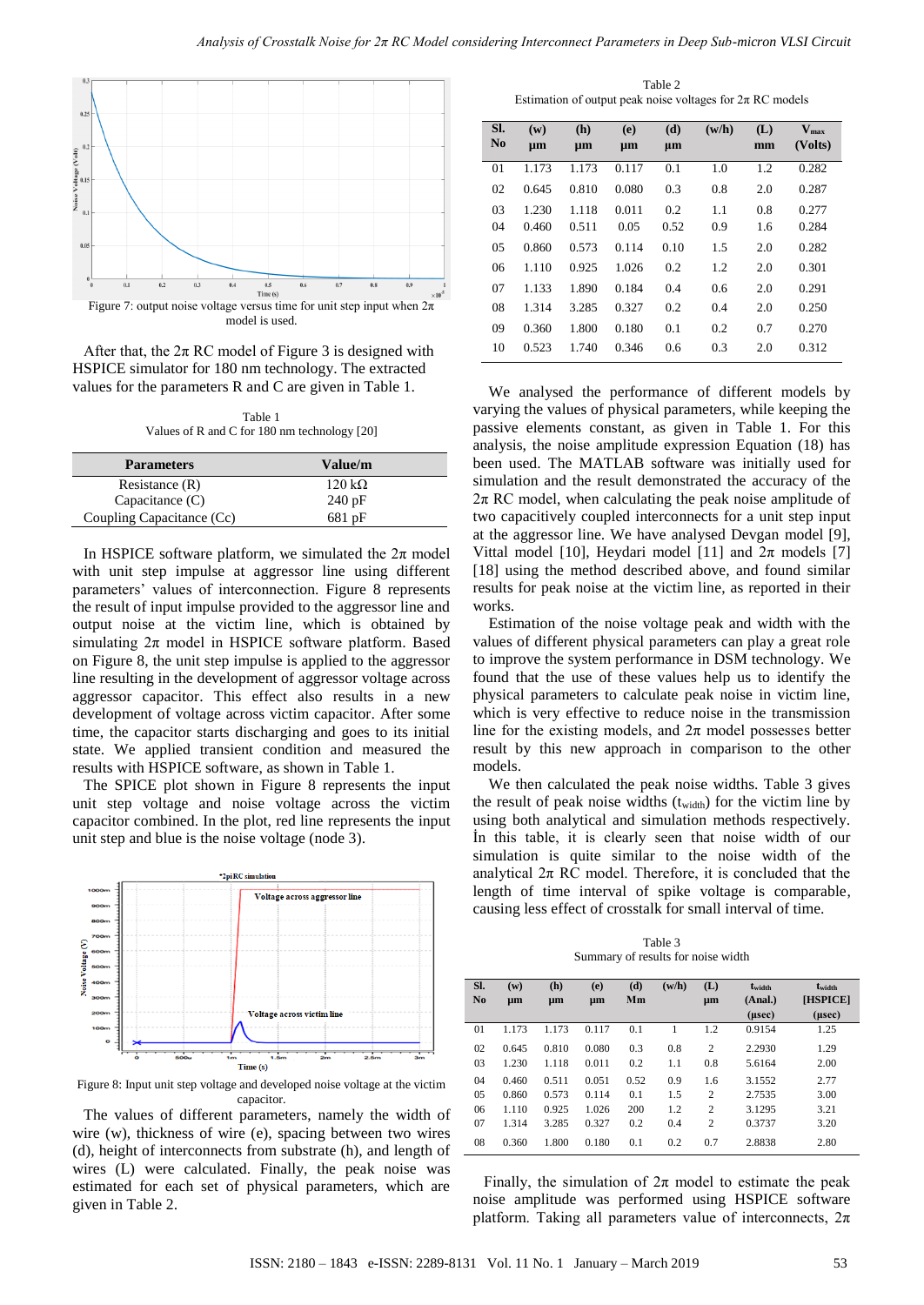Figure 7: output noise voltage versus time for unit step input when $2\pi$ model is used.

After that, the $2\pi$ RC model of Figure 3 is designed with HSPICE simulator for 180 nm technology. The extracted values for the parameters R and C are given in Table 1.

Table 1
Values of R and C for 180 nm technology [20]

| Parameters | Value/m |
|---|---|
| Resistance (R) | 120 kΩ |
| Capacitance (C) | 240 pF |
| Coupling Capacitance (Cc) | 681 pF |

In HSPICE software platform, we simulated the $2\pi$ model with unit step impulse at aggressor line using different parameters' values of interconnection. Figure 8 represents the result of input impulse provided to the aggressor line and output noise at the victim line, which is obtained by simulating $2\pi$ model in HSPICE software platform. Based on Figure 8, the unit step impulse is applied to the aggressor line resulting in the development of aggressor voltage across aggressor capacitor. This effect also results in a new development of voltage across victim capacitor. After some time, the capacitor starts discharging and goes to its initial state. We applied transient condition and measured the results with HSPICE software, as shown in Table 1.

The SPICE plot shown in Figure 8 represents the input unit step voltage and noise voltage across the victim capacitor combined. In the plot, red line represents the input unit step and blue is the noise voltage (node 3).

Figure 8: Input unit step voltage and developed noise voltage at the victim capacitor.

The values of different parameters, namely the width of wire (w), thickness of wire (e), spacing between two wires (d), height of interconnects from substrate (h), and length of wires (L) were calculated. Finally, the peak noise was estimated for each set of physical parameters, which are given in Table 2.

Table 2
Estimation of output peak noise voltages for $2\pi$ RC models

| Sl. No | (w) µm | (h) µm | (e) µm | (d) µm | (w/h) | (L) mm | $V_{max}$ (Volts) |
|---|---|---|---|---|---|---|---|
| 01 | 1.173 | 1.173 | 0.117 | 0.1 | 1.0 | 1.2 | 0.282 |
| 02 | 0.645 | 0.810 | 0.080 | 0.3 | 0.8 | 2.0 | 0.287 |
| 03 | 1.230 | 1.118 | 0.011 | 0.2 | 1.1 | 0.8 | 0.277 |
| 04 | 0.460 | 0.511 | 0.05 | 0.52 | 0.9 | 1.6 | 0.284 |
| 05 | 0.860 | 0.573 | 0.114 | 0.10 | 1.5 | 2.0 | 0.282 |
| 06 | 1.110 | 0.925 | 1.026 | 0.2 | 1.2 | 2.0 | 0.301 |
| 07 | 1.133 | 1.890 | 0.184 | 0.4 | 0.6 | 2.0 | 0.291 |
| 08 | 1.314 | 3.285 | 0.327 | 0.2 | 0.4 | 2.0 | 0.250 |
| 09 | 0.360 | 1.800 | 0.180 | 0.1 | 0.2 | 0.7 | 0.270 |
| 10 | 0.523 | 1.740 | 0.346 | 0.6 | 0.3 | 2.0 | 0.312 |

We analysed the performance of different models by varying the values of physical parameters, while keeping the passive elements constant, as given in Table 1. For this analysis, the noise amplitude expression Equation (18) has been used. The MATLAB software was initially used for simulation and the result demonstrated the accuracy of the $2\pi$ RC model, when calculating the peak noise amplitude of two capacitively coupled interconnects for a unit step input at the aggressor line. We have analysed Devgan model [9], Vittal model [10], Heydari model [11] and $2\pi$ models [7] [18] using the method described above, and found similar results for peak noise at the victim line, as reported in their works.

Estimation of the noise voltage peak and width with the values of different physical parameters can play a great role to improve the system performance in DSM technology. We found that the use of these values help us to identify the physical parameters to calculate peak noise in victim line, which is very effective to reduce noise in the transmission line for the existing models, and $2\pi$ model possesses better result by this new approach in comparison to the other models.

We then calculated the peak noise widths. Table 3 gives the result of peak noise widths ($t_{width}$) for the victim line by using both analytical and simulation methods respectively. İn this table, it is clearly seen that noise width of our simulation is quite similar to the noise width of the analytical $2\pi$ RC model. Therefore, it is concluded that the length of time interval of spike voltage is comparable, causing less effect of crosstalk for small interval of time.

Table 3
Summary of results for noise width

| Sl. No | (w) µm | (h) µm | (e) µm | (d) Mm | (w/h) | (L) µm | $t_{width}$ (Anal.) (µsec) | $t_{width}$ [HSPICE] (µsec) |
|---|---|---|---|---|---|---|---|---|
| 01 | 1.173 | 1.173 | 0.117 | 0.1 | 1 | 1.2 | 0.9154 | 1.25 |
| 02 | 0.645 | 0.810 | 0.080 | 0.3 | 0.8 | 2 | 2.2930 | 1.29 |
| 03 | 1.230 | 1.118 | 0.011 | 0.2 | 1.1 | 0.8 | 5.6164 | 2.00 |
| 04 | 0.460 | 0.511 | 0.051 | 0.52 | 0.9 | 1.6 | 3.1552 | 2.77 |
| 05 | 0.860 | 0.573 | 0.114 | 0.1 | 1.5 | 2 | 2.7535 | 3.00 |
| 06 | 1.110 | 0.925 | 1.026 | 200 | 1.2 | 2 | 3.1295 | 3.21 |
| 07 | 1.314 | 3.285 | 0.327 | 0.2 | 0.4 | 2 | 0.3737 | 3.20 |
| 08 | 0.360 | 1.800 | 0.180 | 0.1 | 0.2 | 0.7 | 2.8838 | 2.80 |

Finally, the simulation of $2\pi$ model to estimate the peak noise amplitude was performed using HSPICE software platform. Taking all parameters value of interconnects, $2\pi$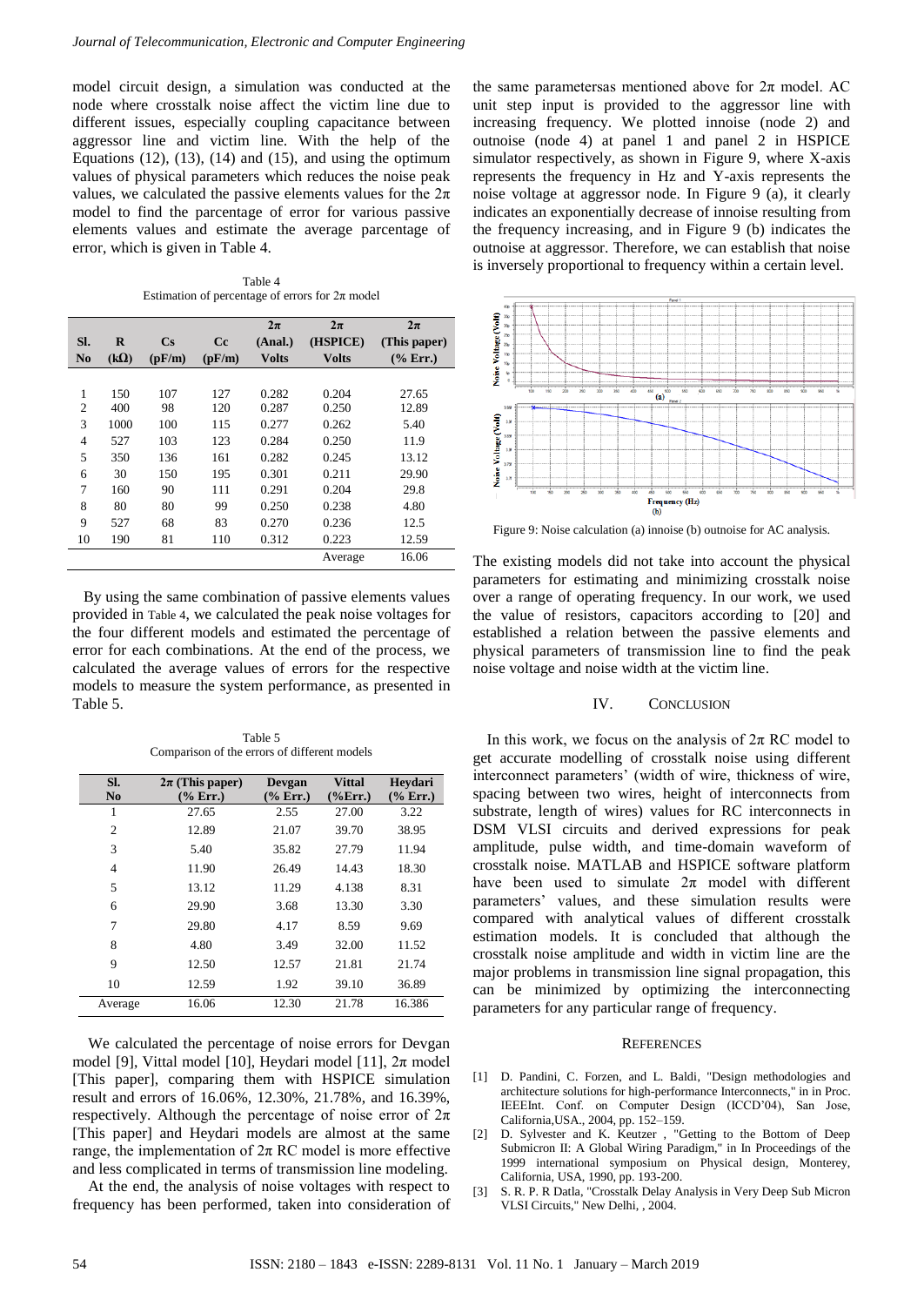model circuit design, a simulation was conducted at the node where crosstalk noise affect the victim line due to different issues, especially coupling capacitance between aggressor line and victim line. With the help of the Equations (12), (13), (14) and (15), and using the optimum values of physical parameters which reduces the noise peak values, we calculated the passive elements values for the $2\pi$ model to find the parcentage of error for various passive elements values and estimate the average parcentage of error, which is given in Table 4.

Table 4
Estimation of percentage of errors for $2\pi$ model

| Sl. No | R (kΩ) | Cs (pF/m) | Cc (pF/m) | $2\pi$ (Anal.) Volts | $2\pi$ (HSPICE) Volts | $2\pi$ (This paper) (% Err.) |
|---|---|---|---|---|---|---|
| 1 | 150 | 107 | 127 | 0.282 | 0.204 | 27.65 |
| 2 | 400 | 98 | 120 | 0.287 | 0.250 | 12.89 |
| 3 | 1000 | 100 | 115 | 0.277 | 0.262 | 5.40 |
| 4 | 527 | 103 | 123 | 0.284 | 0.250 | 11.9 |
| 5 | 350 | 136 | 161 | 0.282 | 0.245 | 13.12 |
| 6 | 30 | 150 | 195 | 0.301 | 0.211 | 29.90 |
| 7 | 160 | 90 | 111 | 0.291 | 0.204 | 29.8 |
| 8 | 80 | 80 | 99 | 0.250 | 0.238 | 4.80 |
| 9 | 527 | 68 | 83 | 0.270 | 0.236 | 12.5 |
| 10 | 190 | 81 | 110 | 0.312 | 0.223 | 12.59 |
| | | | | | Average | 16.06 |

By using the same combination of passive elements values provided in Table 4, we calculated the peak noise voltages for the four different models and estimated the percentage of error for each combinations. At the end of the process, we calculated the average values of errors for the respective models to measure the system performance, as presented in Table 5.

Table 5
Comparison of the errors of different models

| Sl. No | $2\pi$ (This paper) (% Err.) | Devgan (% Err.) | Vittal (%Err.) | Heydari (% Err.) |
|---|---|---|---|---|
| 1 | 27.65 | 2.55 | 27.00 | 3.22 |
| 2 | 12.89 | 21.07 | 39.70 | 38.95 |
| 3 | 5.40 | 35.82 | 27.79 | 11.94 |
| 4 | 11.90 | 26.49 | 14.43 | 18.30 |
| 5 | 13.12 | 11.29 | 4.138 | 8.31 |
| 6 | 29.90 | 3.68 | 13.30 | 3.30 |
| 7 | 29.80 | 4.17 | 8.59 | 9.69 |
| 8 | 4.80 | 3.49 | 32.00 | 11.52 |
| 9 | 12.50 | 12.57 | 21.81 | 21.74 |
| 10 | 12.59 | 1.92 | 39.10 | 36.89 |
| Average | 16.06 | 12.30 | 21.78 | 16.386 |

We calculated the percentage of noise errors for Devgan model [9], Vittal model [10], Heydari model [11], $2\pi$ model [This paper], comparing them with HSPICE simulation result and errors of 16.06%, 12.30%, 21.78%, and 16.39%, respectively. Although the percentage of noise error of $2\pi$ [This paper] and Heydari models are almost at the same range, the implementation of $2\pi$ RC model is more effective and less complicated in terms of transmission line modeling.

At the end, the analysis of noise voltages with respect to frequency has been performed, taken into consideration of the same parametersas mentioned above for $2\pi$ model. AC unit step input is provided to the aggressor line with increasing frequency. We plotted innoise (node 2) and outnoise (node 4) at panel 1 and panel 2 in HSPICE simulator respectively, as shown in Figure 9, where X-axis represents the frequency in Hz and Y-axis represents the noise voltage at aggressor node. In Figure 9 (a), it clearly indicates an exponentially decrease of innoise resulting from the frequency increasing, and in Figure 9 (b) indicates the outnoise at aggressor. Therefore, we can establish that noise is inversely proportional to frequency within a certain level.

Figure 9: Noise calculation (a) innoise (b) outnoise for AC analysis.

The existing models did not take into account the physical parameters for estimating and minimizing crosstalk noise over a range of operating frequency. In our work, we used the value of resistors, capacitors according to [20] and established a relation between the passive elements and physical parameters of transmission line to find the peak noise voltage and noise width at the victim line.

## IV. Conclusion

In this work, we focus on the analysis of $2\pi$ RC model to get accurate modelling of crosstalk noise using different interconnect parameters' (width of wire, thickness of wire, spacing between two wires, height of interconnects from substrate, length of wires) values for RC interconnects in DSM VLSI circuits and derived expressions for peak amplitude, pulse width, and time-domain waveform of crosstalk noise. MATLAB and HSPICE software platform have been used to simulate $2\pi$ model with different parameters' values, and these simulation results were compared with analytical values of different crosstalk estimation models. It is concluded that although the crosstalk noise amplitude and width in victim line are the major problems in transmission line signal propagation, this can be minimized by optimizing the interconnecting parameters for any particular range of frequency.

## References

[1] D. Pandini, C. Forzen, and L. Baldi, "Design methodologies and architecture solutions for high-performance Interconnects," in Proc. IEEEInt. Conf. on Computer Design (ICCD'04), San Jose, California,USA., 2004, pp. 152–159.

[2] D. Sylvester and K. Keutzer , "Getting to the Bottom of Deep Submicron II: A Global Wiring Paradigm," in In Proceedings of the 1999 international symposium on Physical design, Monterey, California, USA, 1990, pp. 193-200.

[3] S. R. P. R Datla, "Crosstalk Delay Analysis in Very Deep Sub Micron VLSI Circuits," New Delhi, , 2004.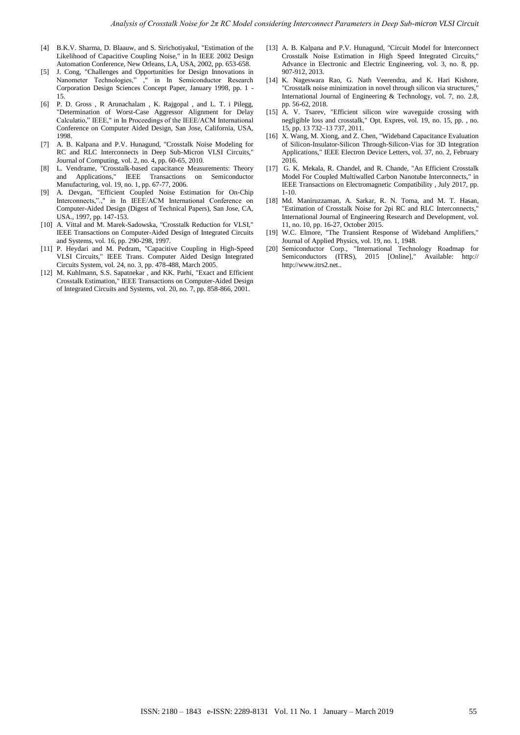[4] B.K.V. Sharma, D. Blaauw, and S. Sirichotiyakul, "Estimation of the Likelihood of Capacitive Coupling Noise," in In IEEE 2002 Design Automation Conference, New Orleans, LA, USA, 2002, pp. 653-658.

[5] J. Cong, "Challenges and Opportunities for Design Innovations in Nanometer Technologies," ," in In Semiconductor Research Corporation Design Sciences Concept Paper, January 1998, pp. 1 - 15.

[6] P. D. Gross , R Arunachalam , K. Rajgopal , and L. T. i Pilegg, "Determination of Worst-Case Aggressor Alignment for Delay Calculatio," IEEE," in In Proceedings of the IEEE/ACM International Conference on Computer Aided Design, San Jose, California, USA, 1998.

[7] A. B. Kalpana and P.V. Hunagund, "Crosstalk Noise Modeling for RC and RLC Interconnects in Deep Sub-Micron VLSI Circuits," Journal of Computing, vol. 2, no. 4, pp. 60-65, 2010.

[8] L. Vendrame, "Crosstalk-based capacitance Measurements: Theory and Applications," IEEE Transactions on Semiconductor Manufacturing, vol. 19, no. 1, pp. 67-77, 2006.

[9] A. Devgan, "Efficient Coupled Noise Estimation for On-Chip Interconnects,".," in In IEEE/ACM International Conference on Computer-Aided Design (Digest of Technical Papers), San Jose, CA, USA., 1997, pp. 147-153.

[10] A. Vittal and M. Marek-Sadowska, "Crosstalk Reduction for VLSI," IEEE Transactions on Computer-Aided Design of Integrated Circuits and Systems, vol. 16, pp. 290-298, 1997.

[11] P. Heydari and M. Pedram, "Capacitive Coupling in High-Speed VLSI Circuits," IEEE Trans. Computer Aided Design Integrated Circuits System, vol. 24, no. 3, pp. 478-488, March 2005.

[12] M. Kuhlmann, S.S. Sapatnekar , and KK. Parhi, "Exact and Efficient Crosstalk Estimation," IEEE Transactions on Computer-Aided Design of Integrated Circuits and Systems, vol. 20, no. 7, pp. 858-866, 2001.

[13] A. B. Kalpana and P.V. Hunagund, "Circuit Model for Interconnect Crosstalk Noise Estimation in High Speed Integrated Circuits," Advance in Electronic and Electric Engineering, vol. 3, no. 8, pp. 907-912, 2013.

[14] K. Nageswara Rao, G. Nath Veerendra, and K. Hari Kishore, "Crosstalk noise minimization in novel through silicon via structures," International Journal of Engineering & Technology, vol. 7, no. 2.8, pp. 56-62, 2018.

[15] A. V. Tsarev, "Efficient silicon wire waveguide crossing with negligible loss and crosstalk," Opt. Expres, vol. 19, no. 15, pp. , no. 15, pp. 13 732–13 737, 2011.

[16] X. Wang, M. Xiong, and Z. Chen, "Wideband Capacitance Evaluation of Silicon-Insulator-Silicon Through-Silicon-Vias for 3D Integration Applications," IEEE Electron Device Letters, vol. 37, no. 2, February 2016.

[17] G. K. Mekala, R. Chandel, and R. Chande, "An Efficient Crosstalk Model For Coupled Multiwalled Carbon Nanotube Interconnects," in IEEE Transactions on Electromagnetic Compatibility , July 2017, pp. 1-10.

[18] Md. Maniruzzaman, A. Sarkar, R. N. Toma, and M. T. Hasan, "Estimation of Crosstalk Noise for 2pi RC and RLC Interconnects," International Journal of Engineering Research and Development, vol. 11, no. 10, pp. 16-27, October 2015.

[19] W.C. Elmore, "The Transient Response of Wideband Amplifiers," Journal of Applied Physics, vol. 19, no. 1, 1948.

[20] Semiconductor Corp., "International Technology Roadmap for Semiconductors (ITRS), 2015 [Online]," Available: http:// http://www.itrs2.net..